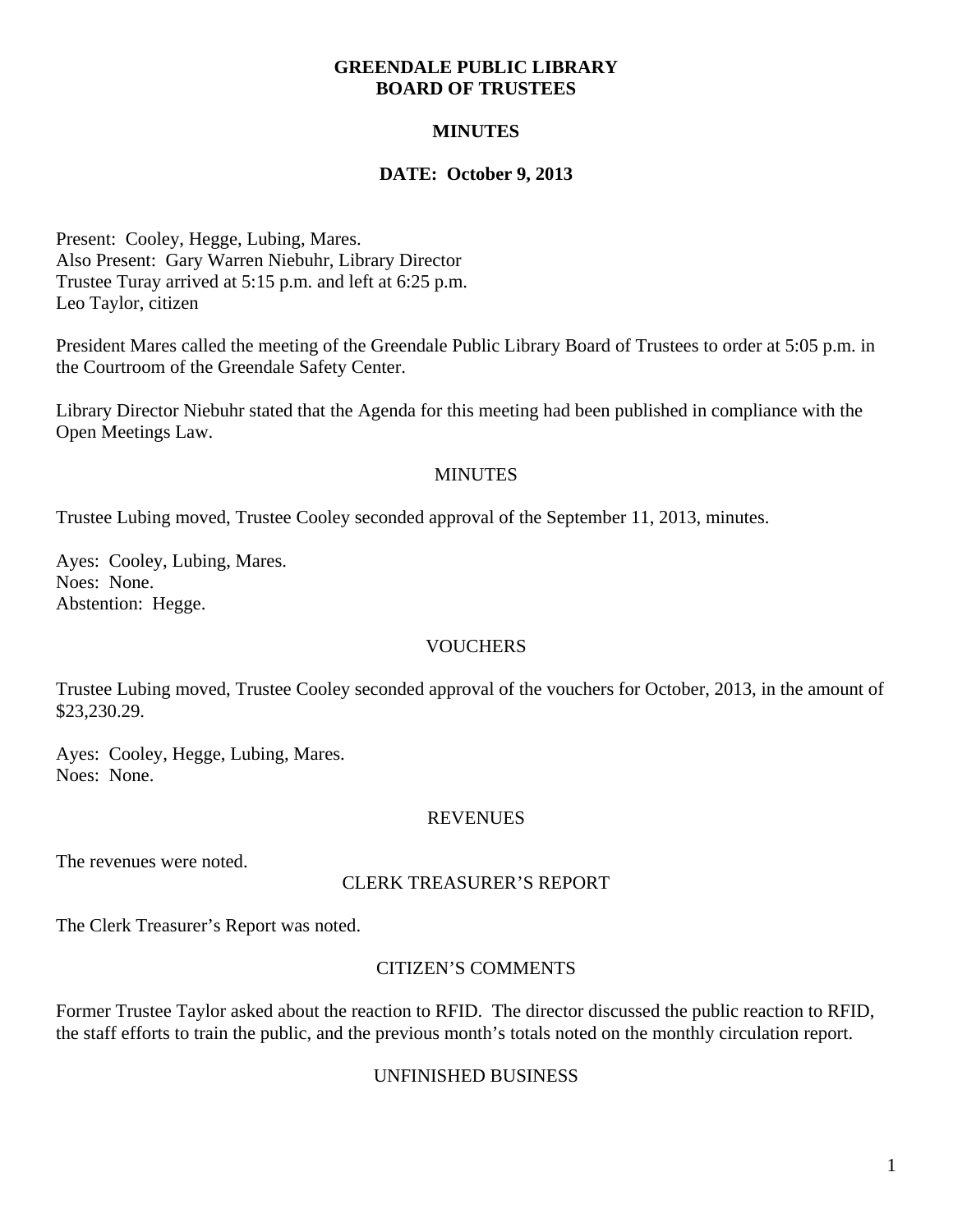# GREENDALE PUBLIC LIBRARY
# BOARD OF TRUSTEES

## MINUTES

**DATE: October 9, 2013**

Present: Cooley, Hegge, Lubing, Mares.
Also Present: Gary Warren Niebuhr, Library Director
Trustee Turay arrived at 5:15 p.m. and left at 6:25 p.m.
Leo Taylor, citizen

President Mares called the meeting of the Greendale Public Library Board of Trustees to order at 5:05 p.m. in the Courtroom of the Greendale Safety Center.

Library Director Niebuhr stated that the Agenda for this meeting had been published in compliance with the Open Meetings Law.

### MINUTES

Trustee Lubing moved, Trustee Cooley seconded approval of the September 11, 2013, minutes.

Ayes: Cooley, Lubing, Mares.
Noes: None.
Abstention: Hegge.

### VOUCHERS

Trustee Lubing moved, Trustee Cooley seconded approval of the vouchers for October, 2013, in the amount of $23,230.29.

Ayes: Cooley, Hegge, Lubing, Mares.
Noes: None.

### REVENUES

The revenues were noted.

### CLERK TREASURER'S REPORT

The Clerk Treasurer's Report was noted.

### CITIZEN'S COMMENTS

Former Trustee Taylor asked about the reaction to RFID. The director discussed the public reaction to RFID, the staff efforts to train the public, and the previous month's totals noted on the monthly circulation report.

### UNFINISHED BUSINESS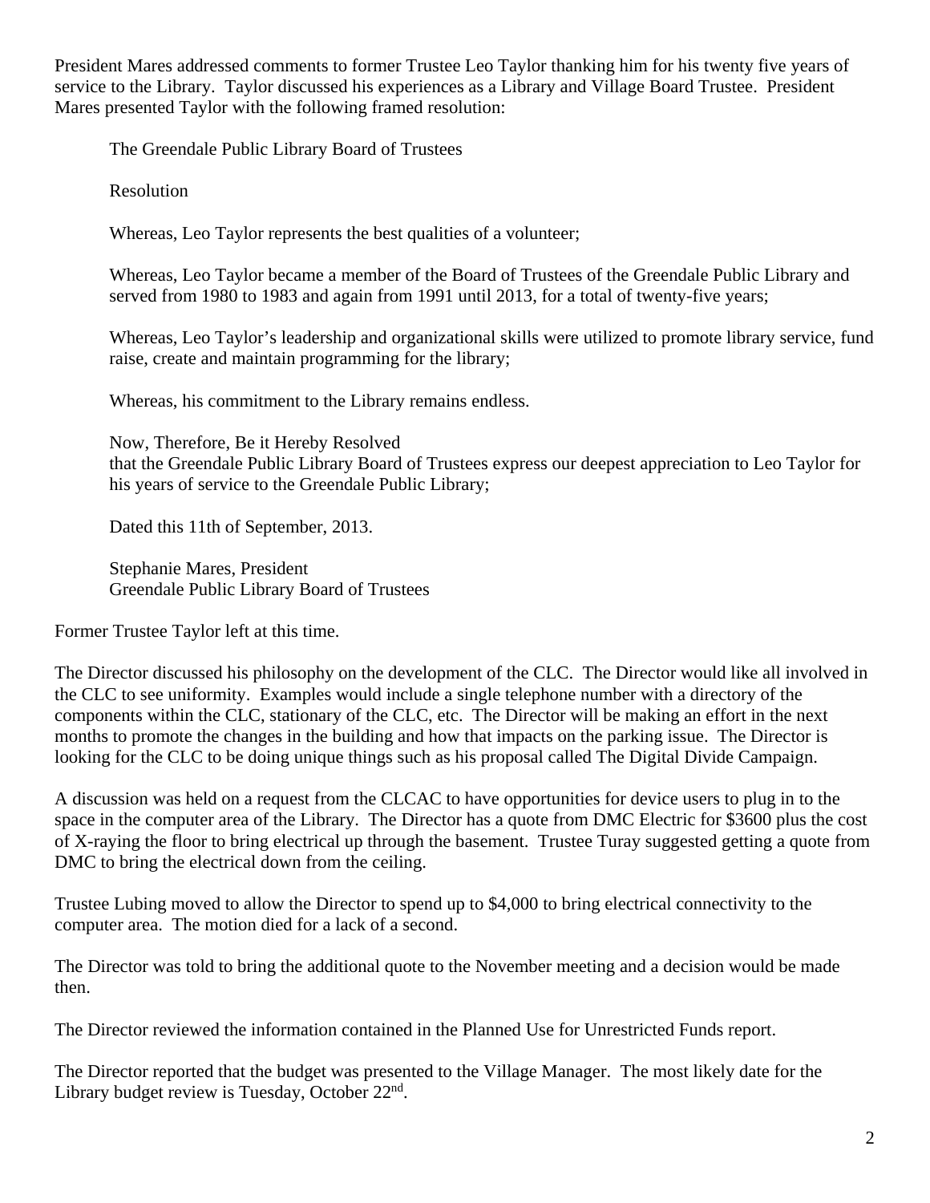President Mares addressed comments to former Trustee Leo Taylor thanking him for his twenty five years of service to the Library. Taylor discussed his experiences as a Library and Village Board Trustee. President Mares presented Taylor with the following framed resolution:

> The Greendale Public Library Board of Trustees
>
> Resolution
>
> Whereas, Leo Taylor represents the best qualities of a volunteer;
>
> Whereas, Leo Taylor became a member of the Board of Trustees of the Greendale Public Library and served from 1980 to 1983 and again from 1991 until 2013, for a total of twenty-five years;
>
> Whereas, Leo Taylor's leadership and organizational skills were utilized to promote library service, fund raise, create and maintain programming for the library;
>
> Whereas, his commitment to the Library remains endless.
>
> Now, Therefore, Be it Hereby Resolved
> that the Greendale Public Library Board of Trustees express our deepest appreciation to Leo Taylor for his years of service to the Greendale Public Library;
>
> Dated this 11th of September, 2013.
>
> Stephanie Mares, President
> Greendale Public Library Board of Trustees

Former Trustee Taylor left at this time.

The Director discussed his philosophy on the development of the CLC. The Director would like all involved in the CLC to see uniformity. Examples would include a single telephone number with a directory of the components within the CLC, stationary of the CLC, etc. The Director will be making an effort in the next months to promote the changes in the building and how that impacts on the parking issue. The Director is looking for the CLC to be doing unique things such as his proposal called The Digital Divide Campaign.

A discussion was held on a request from the CLCAC to have opportunities for device users to plug in to the space in the computer area of the Library. The Director has a quote from DMC Electric for $3600 plus the cost of X-raying the floor to bring electrical up through the basement. Trustee Turay suggested getting a quote from DMC to bring the electrical down from the ceiling.

Trustee Lubing moved to allow the Director to spend up to $4,000 to bring electrical connectivity to the computer area. The motion died for a lack of a second.

The Director was told to bring the additional quote to the November meeting and a decision would be made then.

The Director reviewed the information contained in the Planned Use for Unrestricted Funds report.

The Director reported that the budget was presented to the Village Manager. The most likely date for the Library budget review is Tuesday, October 22nd.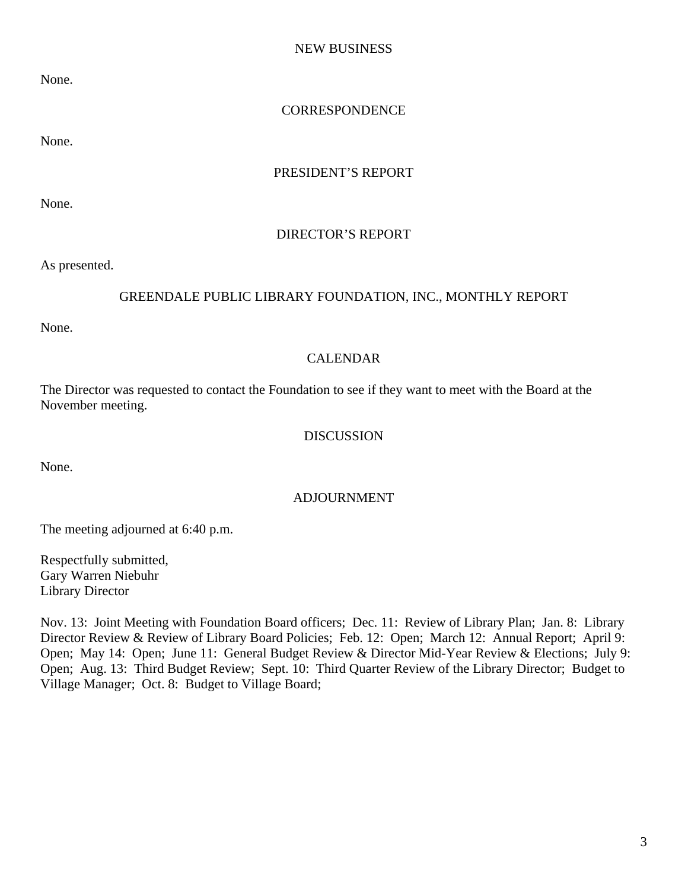## NEW BUSINESS

None.

## CORRESPONDENCE

None.

## PRESIDENT'S REPORT

None.

## DIRECTOR'S REPORT

As presented.

## GREENDALE PUBLIC LIBRARY FOUNDATION, INC., MONTHLY REPORT

None.

## CALENDAR

The Director was requested to contact the Foundation to see if they want to meet with the Board at the November meeting.

## DISCUSSION

None.

## ADJOURNMENT

The meeting adjourned at 6:40 p.m.

Respectfully submitted,
Gary Warren Niebuhr
Library Director

Nov. 13: Joint Meeting with Foundation Board officers; Dec. 11: Review of Library Plan; Jan. 8: Library Director Review & Review of Library Board Policies; Feb. 12: Open; March 12: Annual Report; April 9: Open; May 14: Open; June 11: General Budget Review & Director Mid-Year Review & Elections; July 9: Open; Aug. 13: Third Budget Review; Sept. 10: Third Quarter Review of the Library Director; Budget to Village Manager; Oct. 8: Budget to Village Board;